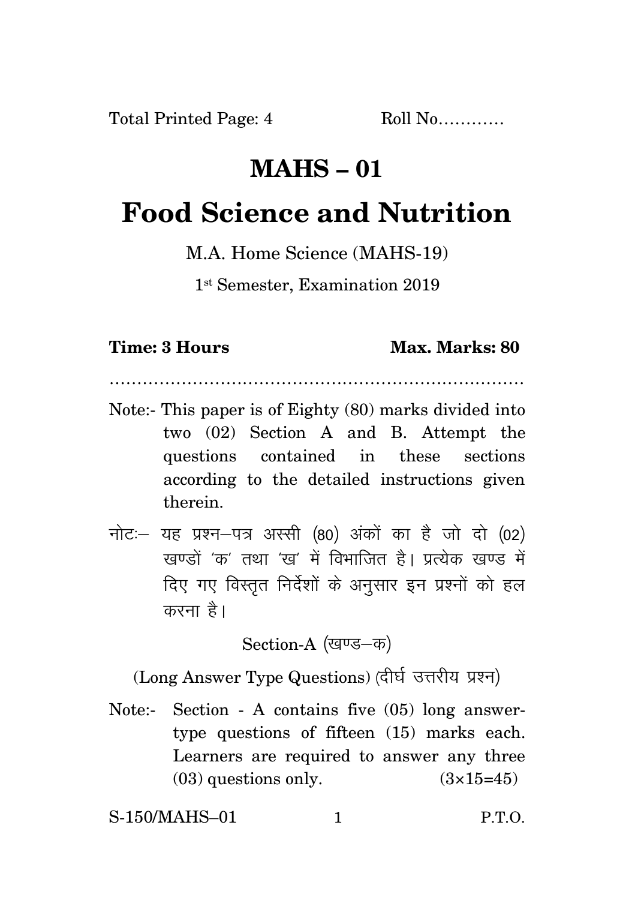Total Printed Page: 4 Roll No…………

# MAHS – 01

# Food Science and Nutrition

M.A. Home Science (MAHS-19)

1st Semester, Examination 2019

**Time: 3 Hours** **Max. Marks: 80**

…………………………………………………………………

Note:- This paper is of Eighty (80) marks divided into two (02) Section A and B. Attempt the questions contained in these sections according to the detailed instructions given therein.

नोटः– यह प्रश्न–पत्र अस्सी (80) अंकों का है जो दो (02) खण्डों 'क' तथा 'ख' में विभाजित है। प्रत्येक खण्ड में दिए गए विस्तृत निर्देशों के अनुसार इन प्रश्नों को हल करना है।

Section-A (खण्ड–क)

(Long Answer Type Questions) (दीर्घ उत्तरीय प्रश्न)

Note:- Section - A contains five (05) long answer-type questions of fifteen (15) marks each. Learners are required to answer any three (03) questions only. (3×15=45)

S-150/MAHS–01 P.T.O.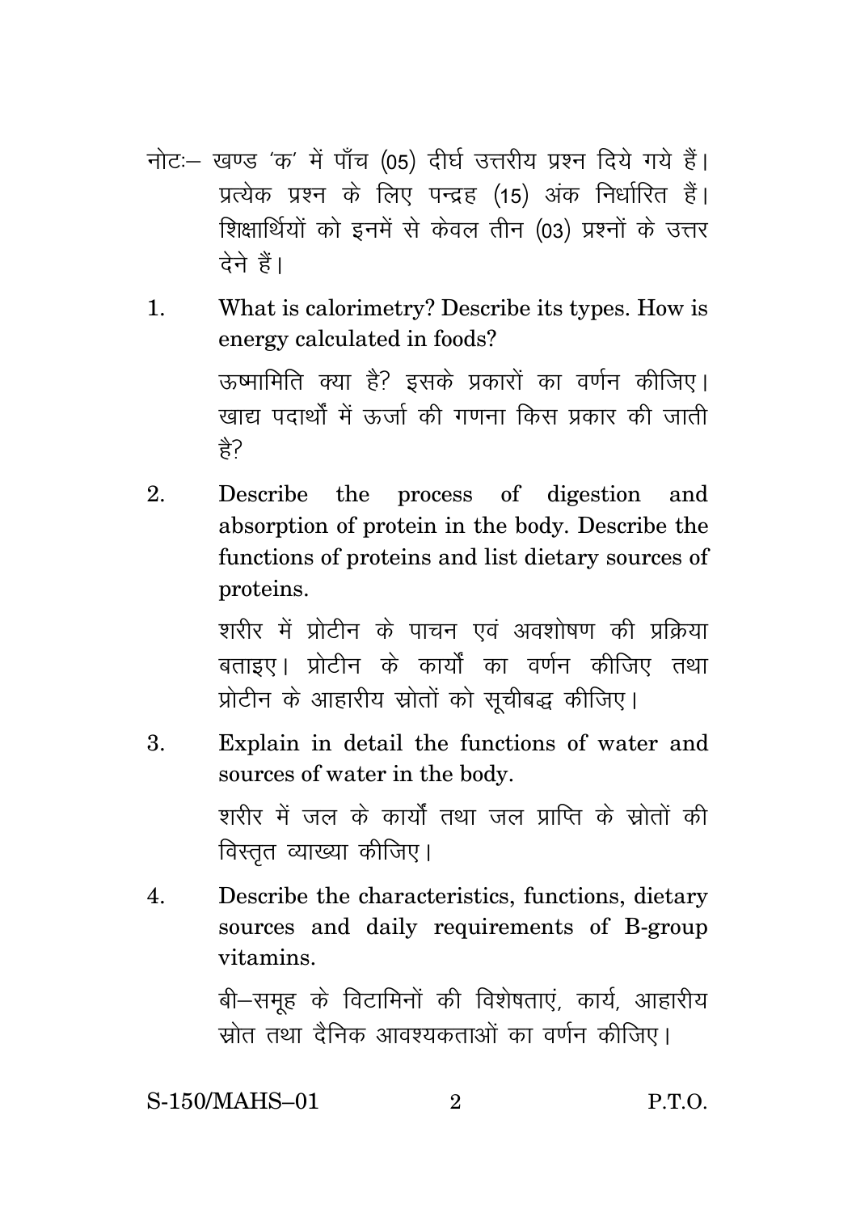नोटः– खण्ड 'क' में पाँच (05) दीर्घ उत्तरीय प्रश्न दिये गये हैं। प्रत्येक प्रश्न के लिए पन्द्रह (15) अंक निर्धारित हैं। शिक्षार्थियों को इनमें से केवल तीन (03) प्रश्नों के उत्तर देने हैं।

1. What is calorimetry? Describe its types. How is energy calculated in foods?

   ऊष्मामिति क्या है? इसके प्रकारों का वर्णन कीजिए। खाद्य पदार्थों में ऊर्जा की गणना किस प्रकार की जाती है?

2. Describe the process of digestion and absorption of protein in the body. Describe the functions of proteins and list dietary sources of proteins.

   शरीर में प्रोटीन के पाचन एवं अवशोषण की प्रक्रिया बताइए। प्रोटीन के कार्यों का वर्णन कीजिए तथा प्रोटीन के आहारीय स्रोतों को सूचीबद्ध कीजिए।

3. Explain in detail the functions of water and sources of water in the body.

   शरीर में जल के कार्यों तथा जल प्राप्ति के स्रोतों की विस्तृत व्याख्या कीजिए।

4. Describe the characteristics, functions, dietary sources and daily requirements of B-group vitamins.

   बी–समूह के विटामिनों की विशेषताएं, कार्य, आहारीय स्रोत तथा दैनिक आवश्यकताओं का वर्णन कीजिए।

S-150/MAHS–01 P.T.O.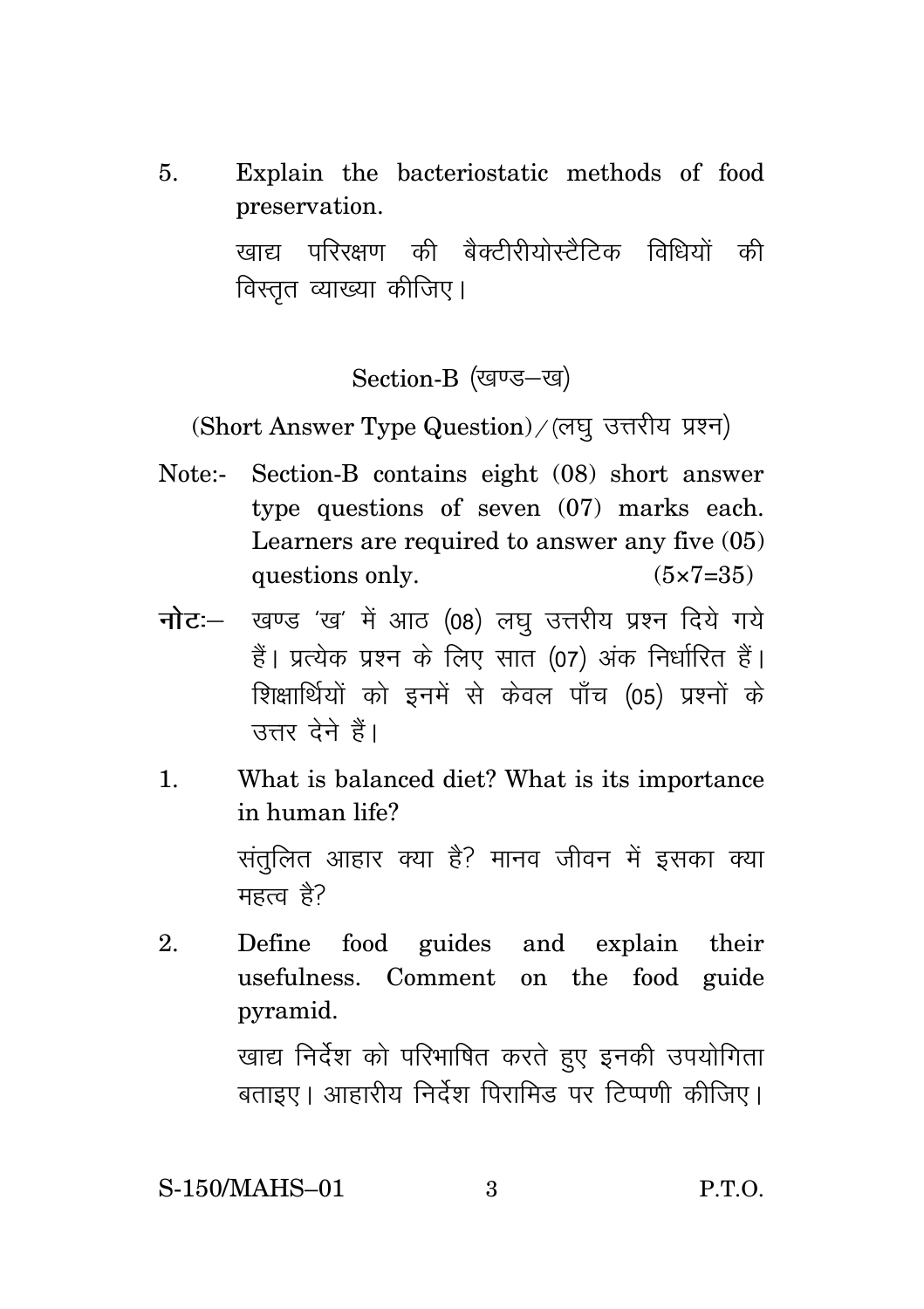5. Explain the bacteriostatic methods of food preservation.

   खाद्य परिरक्षण की बैक्टीरीयोस्टैटिक विधियों की विस्तृत व्याख्या कीजिए।

## Section-B (खण्ड–ख)

(Short Answer Type Question) / (लघु उत्तरीय प्रश्न)

Note:- Section-B contains eight (08) short answer type questions of seven (07) marks each. Learners are required to answer any five (05) questions only. (5×7=35)

**नोटः**– खण्ड 'ख' में आठ (08) लघु उत्तरीय प्रश्न दिये गये हैं। प्रत्येक प्रश्न के लिए सात (07) अंक निर्धारित हैं। शिक्षार्थियों को इनमें से केवल पाँच (05) प्रश्नों के उत्तर देने हैं।

1. What is balanced diet? What is its importance in human life?

   संतुलित आहार क्या है? मानव जीवन में इसका क्या महत्व है?

2. Define food guides and explain their usefulness. Comment on the food guide pyramid.

   खाद्य निर्देश को परिभाषित करते हुए इनकी उपयोगिता बताइए। आहारीय निर्देश पिरामिड पर टिप्पणी कीजिए।

S-150/MAHS–01 P.T.O.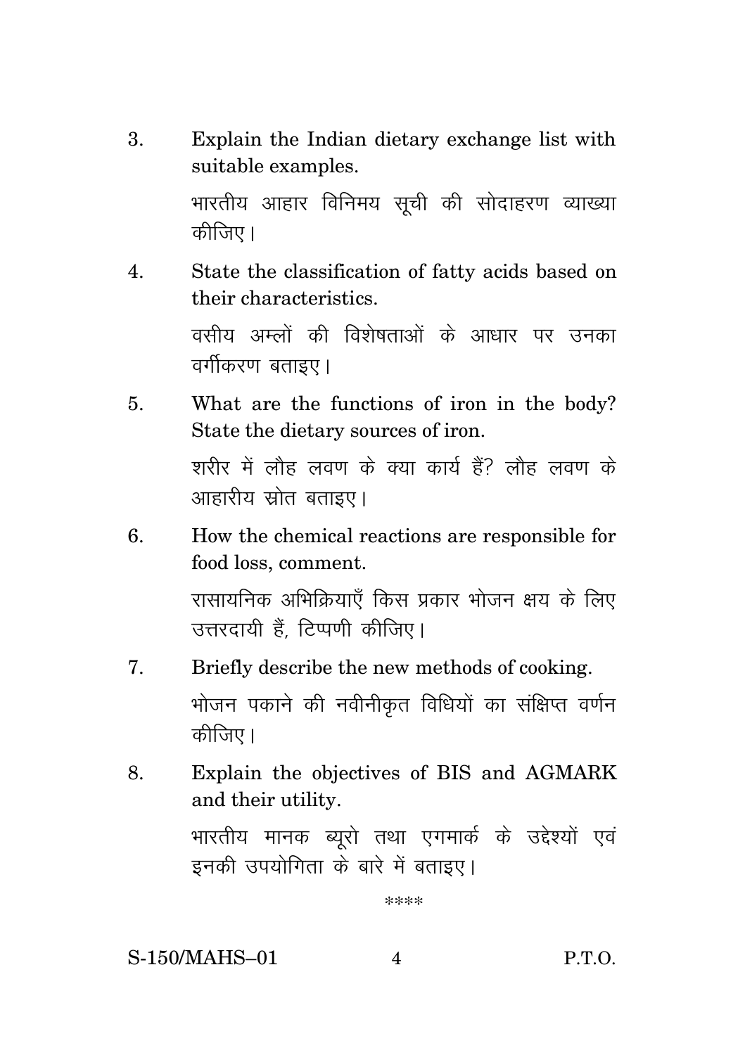3. Explain the Indian dietary exchange list with suitable examples.

   भारतीय आहार विनिमय सूची की सोदाहरण व्याख्या कीजिए।

4. State the classification of fatty acids based on their characteristics.

   वसीय अम्लों की विशेषताओं के आधार पर उनका वर्गीकरण बताइए।

5. What are the functions of iron in the body? State the dietary sources of iron.

   शरीर में लौह लवण के क्या कार्य हैं? लौह लवण के आहारीय स्रोत बताइए।

6. How the chemical reactions are responsible for food loss, comment.

   रासायनिक अभिक्रियाएँ किस प्रकार भोजन क्षय के लिए उत्तरदायी हैं, टिप्पणी कीजिए।

7. Briefly describe the new methods of cooking.

   भोजन पकाने की नवीनीकृत विधियों का संक्षिप्त वर्णन कीजिए।

8. Explain the objectives of BIS and AGMARK and their utility.

   भारतीय मानक ब्यूरो तथा एगमार्क के उद्देश्यों एवं इनकी उपयोगिता के बारे में बताइए।

****